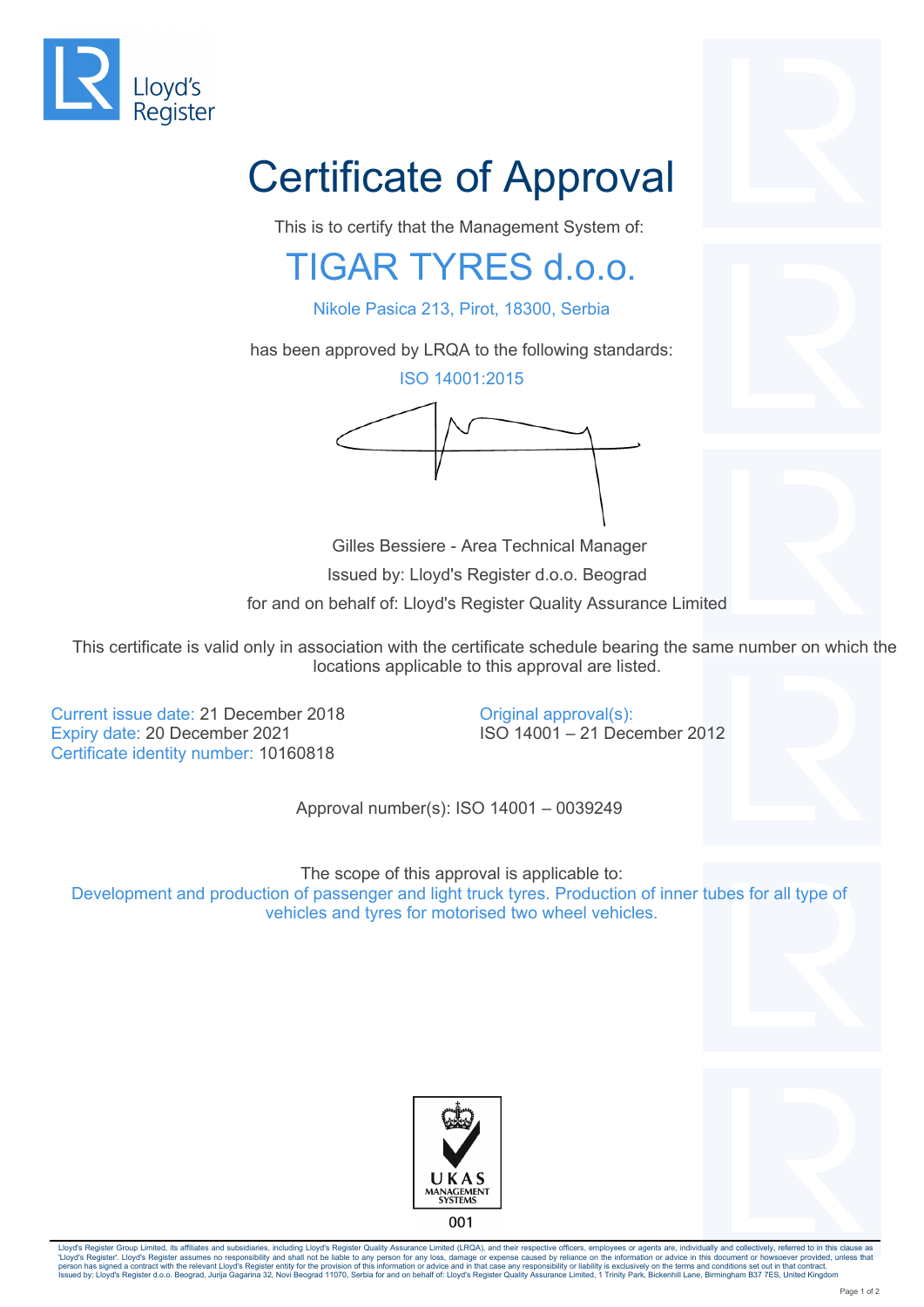Lloyd's Register

# Certificate of Approval

This is to certify that the Management System of:

## TIGAR TYRES d.o.o.

Nikole Pasica 213, Pirot, 18300, Serbia

has been approved by LRQA to the following standards:

ISO 14001:2015

Gilles Bessiere - Area Technical Manager

Issued by: Lloyd's Register d.o.o. Beograd

for and on behalf of: Lloyd's Register Quality Assurance Limited

This certificate is valid only in association with the certificate schedule bearing the same number on which the locations applicable to this approval are listed.

Current issue date: 21 December 2018
Expiry date: 20 December 2021
Certificate identity number: 10160818

Original approval(s):
ISO 14001 – 21 December 2012

Approval number(s): ISO 14001 – 0039249

The scope of this approval is applicable to:
Development and production of passenger and light truck tyres. Production of inner tubes for all type of vehicles and tyres for motorised two wheel vehicles.

UKAS MANAGEMENT SYSTEMS
001

Lloyd's Register Group Limited, its affiliates and subsidiaries, including Lloyd's Register Quality Assurance Limited (LRQA), and their respective officers, employees or agents are, individually and collectively, referred to in this clause as 'Lloyd's Register'. Lloyd's Register assumes no responsibility and shall not be liable to any person for any loss, damage or expense caused by reliance on the information or advice in this document or howsoever provided, unless that person has signed a contract with the relevant Lloyd's Register entity for the provision of this information or advice and in that case any responsibility or liability is exclusively on the terms and conditions set out in that contract.
Issued by: Lloyd's Register d.o.o. Beograd, Jurija Gagarina 32, Novi Beograd 11070, Serbia for and on behalf of: Lloyd's Register Quality Assurance Limited, 1 Trinity Park, Bickenhill Lane, Birmingham B37 7ES, United Kingdom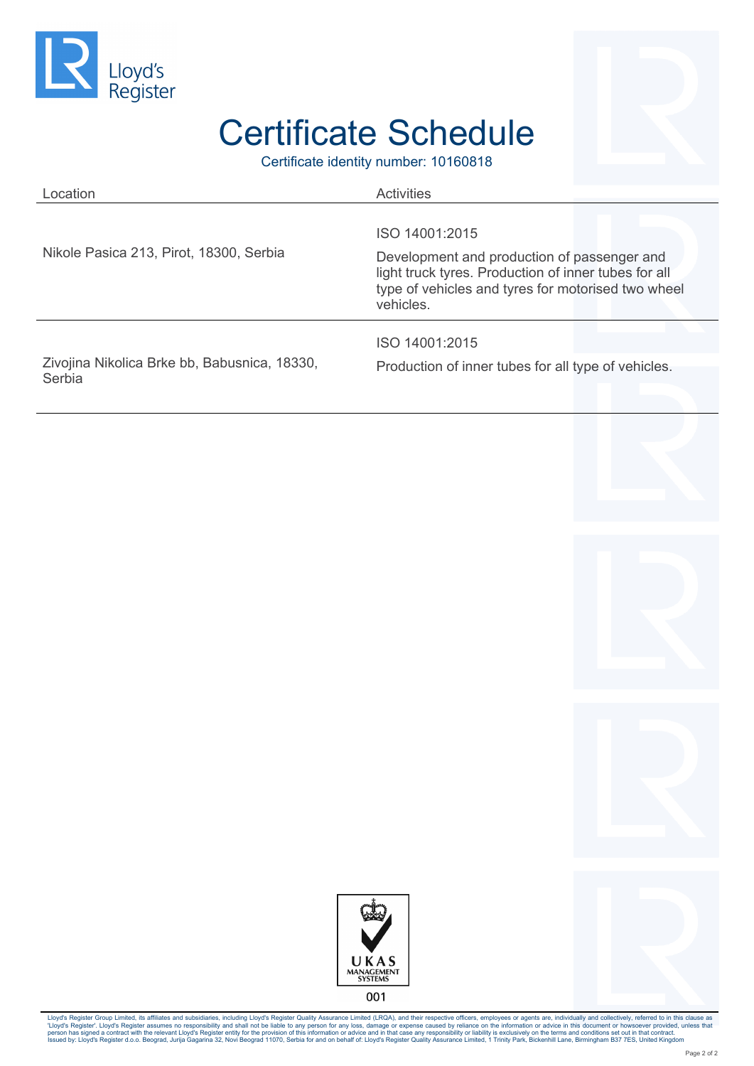Lloyd's Register

# Certificate Schedule

Certificate identity number: 10160818

| Location | Activities |
| --- | --- |
| Nikole Pasica 213, Pirot, 18300, Serbia | ISO 14001:2015<br><br>Development and production of passenger and light truck tyres. Production of inner tubes for all type of vehicles and tyres for motorised two wheel vehicles. |
| Zivojina Nikolica Brke bb, Babusnica, 18330, Serbia | ISO 14001:2015<br><br>Production of inner tubes for all type of vehicles. |

UKAS MANAGEMENT SYSTEMS

001

Lloyd's Register Group Limited, its affiliates and subsidiaries, including Lloyd's Register Quality Assurance Limited (LRQA), and their respective officers, employees or agents are, individually and collectively, referred to in this clause as 'Lloyd's Register'. Lloyd's Register assumes no responsibility and shall not be liable to any person for any loss, damage or expense caused by reliance on the information or advice in this document or howsoever provided, unless that person has signed a contract with the relevant Lloyd's Register entity for the provision of this information or advice and in that case any responsibility or liability is exclusively on the terms and conditions set out in that contract.
Issued by: Lloyd's Register d.o.o. Beograd, Jurija Gagarina 32, Novi Beograd 11070, Serbia for and on behalf of: Lloyd's Register Quality Assurance Limited, 1 Trinity Park, Bickenhill Lane, Birmingham B37 7ES, United Kingdom